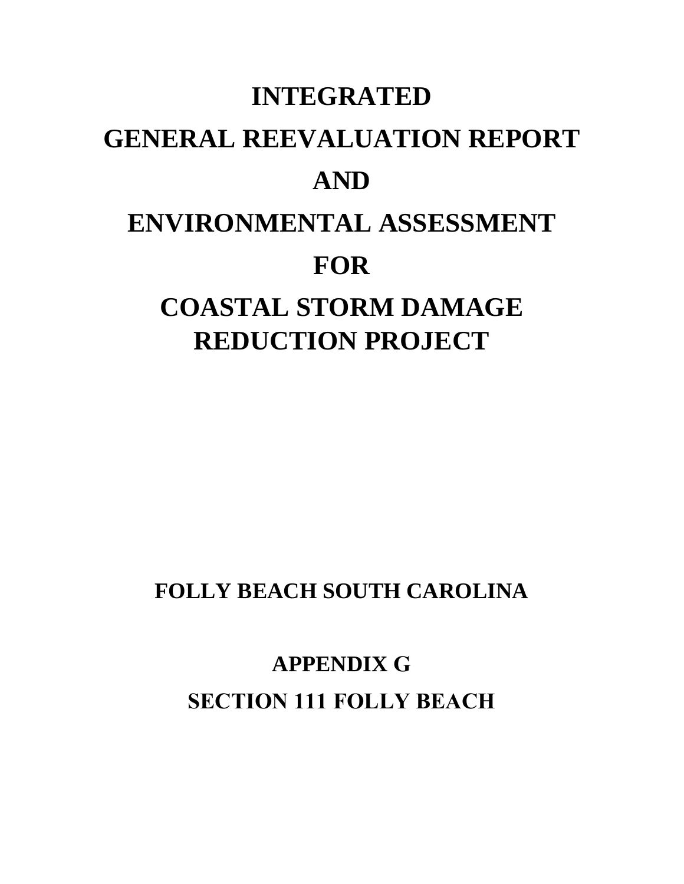# INTEGRATED

# GENERAL REEVALUATION REPORT

# AND

# ENVIRONMENTAL ASSESSMENT

# FOR

# COASTAL STORM DAMAGE REDUCTION PROJECT

## FOLLY BEACH SOUTH CAROLINA

## APPENDIX G

## SECTION 111 FOLLY BEACH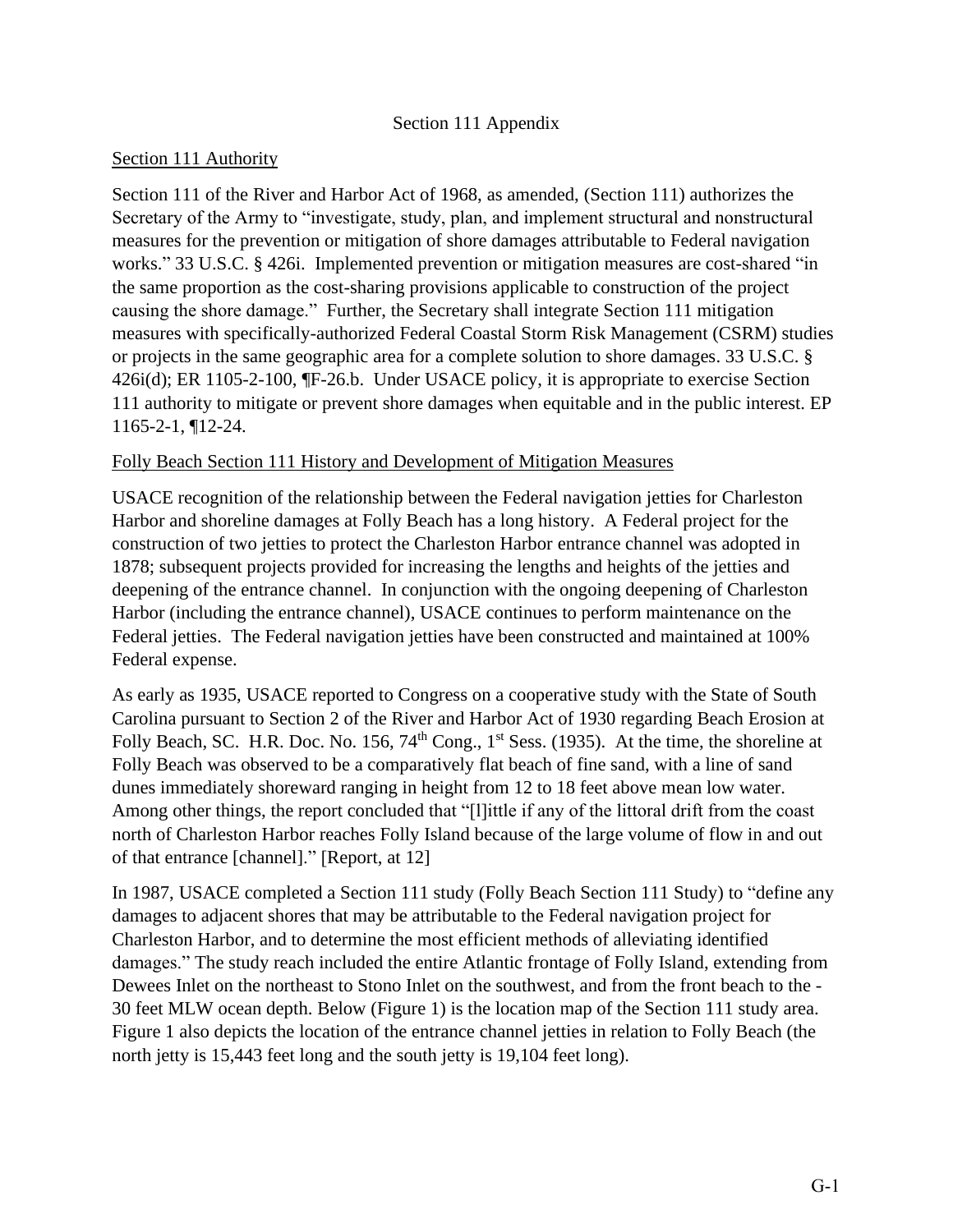Section 111 Appendix

Section 111 Authority

Section 111 of the River and Harbor Act of 1968, as amended, (Section 111) authorizes the Secretary of the Army to "investigate, study, plan, and implement structural and nonstructural measures for the prevention or mitigation of shore damages attributable to Federal navigation works." 33 U.S.C. § 426i. Implemented prevention or mitigation measures are cost-shared "in the same proportion as the cost-sharing provisions applicable to construction of the project causing the shore damage." Further, the Secretary shall integrate Section 111 mitigation measures with specifically-authorized Federal Coastal Storm Risk Management (CSRM) studies or projects in the same geographic area for a complete solution to shore damages. 33 U.S.C. § 426i(d); ER 1105-2-100, ¶F-26.b. Under USACE policy, it is appropriate to exercise Section 111 authority to mitigate or prevent shore damages when equitable and in the public interest. EP 1165-2-1, ¶12-24.

Folly Beach Section 111 History and Development of Mitigation Measures

USACE recognition of the relationship between the Federal navigation jetties for Charleston Harbor and shoreline damages at Folly Beach has a long history. A Federal project for the construction of two jetties to protect the Charleston Harbor entrance channel was adopted in 1878; subsequent projects provided for increasing the lengths and heights of the jetties and deepening of the entrance channel. In conjunction with the ongoing deepening of Charleston Harbor (including the entrance channel), USACE continues to perform maintenance on the Federal jetties. The Federal navigation jetties have been constructed and maintained at 100% Federal expense.

As early as 1935, USACE reported to Congress on a cooperative study with the State of South Carolina pursuant to Section 2 of the River and Harbor Act of 1930 regarding Beach Erosion at Folly Beach, SC. H.R. Doc. No. 156, 74th Cong., 1st Sess. (1935). At the time, the shoreline at Folly Beach was observed to be a comparatively flat beach of fine sand, with a line of sand dunes immediately shoreward ranging in height from 12 to 18 feet above mean low water. Among other things, the report concluded that "[l]ittle if any of the littoral drift from the coast north of Charleston Harbor reaches Folly Island because of the large volume of flow in and out of that entrance [channel]." [Report, at 12]

In 1987, USACE completed a Section 111 study (Folly Beach Section 111 Study) to "define any damages to adjacent shores that may be attributable to the Federal navigation project for Charleston Harbor, and to determine the most efficient methods of alleviating identified damages." The study reach included the entire Atlantic frontage of Folly Island, extending from Dewees Inlet on the northeast to Stono Inlet on the southwest, and from the front beach to the -30 feet MLW ocean depth. Below (Figure 1) is the location map of the Section 111 study area. Figure 1 also depicts the location of the entrance channel jetties in relation to Folly Beach (the north jetty is 15,443 feet long and the south jetty is 19,104 feet long).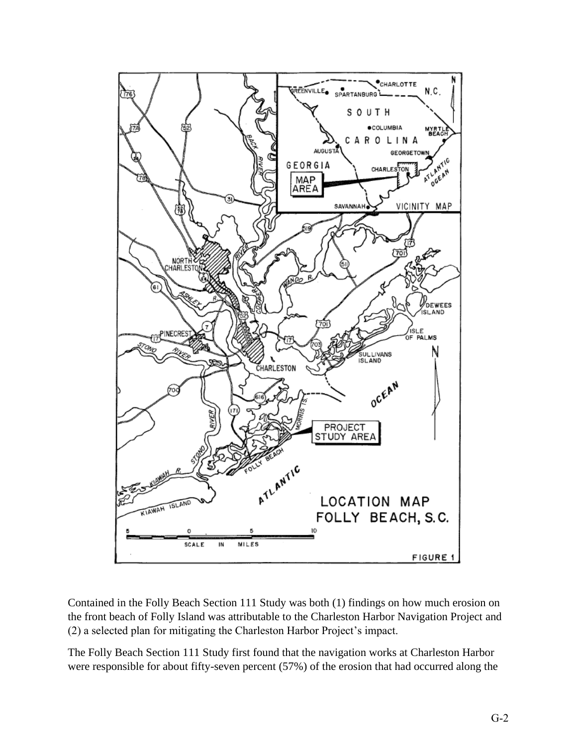Contained in the Folly Beach Section 111 Study was both (1) findings on how much erosion on the front beach of Folly Island was attributable to the Charleston Harbor Navigation Project and (2) a selected plan for mitigating the Charleston Harbor Project's impact.

The Folly Beach Section 111 Study first found that the navigation works at Charleston Harbor were responsible for about fifty-seven percent (57%) of the erosion that had occurred along the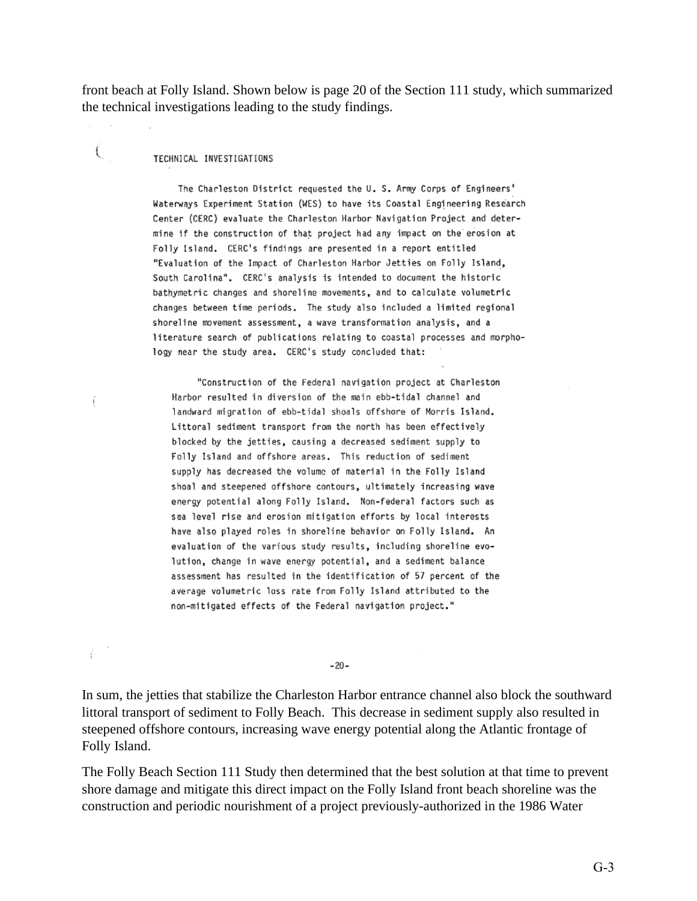front beach at Folly Island. Shown below is page 20 of the Section 111 study, which summarized the technical investigations leading to the study findings.

TECHNICAL INVESTIGATIONS

The Charleston District requested the U. S. Army Corps of Engineers' Waterways Experiment Station (WES) to have its Coastal Engineering Research Center (CERC) evaluate the Charleston Harbor Navigation Project and determine if the construction of that project had any impact on the erosion at Folly Island. CERC's findings are presented in a report entitled "Evaluation of the Impact of Charleston Harbor Jetties on Folly Island, South Carolina". CERC's analysis is intended to document the historic bathymetric changes and shoreline movements, and to calculate volumetric changes between time periods. The study also included a limited regional shoreline movement assessment, a wave transformation analysis, and a literature search of publications relating to coastal processes and morphology near the study area. CERC's study concluded that:

> "Construction of the Federal navigation project at Charleston Harbor resulted in diversion of the main ebb-tidal channel and landward migration of ebb-tidal shoals offshore of Morris Island. Littoral sediment transport from the north has been effectively blocked by the jetties, causing a decreased sediment supply to Folly Island and offshore areas. This reduction of sediment supply has decreased the volume of material in the Folly Island shoal and steepened offshore contours, ultimately increasing wave energy potential along Folly Island. Non-federal factors such as sea level rise and erosion mitigation efforts by local interests have also played roles in shoreline behavior on Folly Island. An evaluation of the various study results, including shoreline evolution, change in wave energy potential, and a sediment balance assessment has resulted in the identification of 57 percent of the average volumetric loss rate from Folly Island attributed to the non-mitigated effects of the Federal navigation project."

-20-

In sum, the jetties that stabilize the Charleston Harbor entrance channel also block the southward littoral transport of sediment to Folly Beach. This decrease in sediment supply also resulted in steepened offshore contours, increasing wave energy potential along the Atlantic frontage of Folly Island.

The Folly Beach Section 111 Study then determined that the best solution at that time to prevent shore damage and mitigate this direct impact on the Folly Island front beach shoreline was the construction and periodic nourishment of a project previously-authorized in the 1986 Water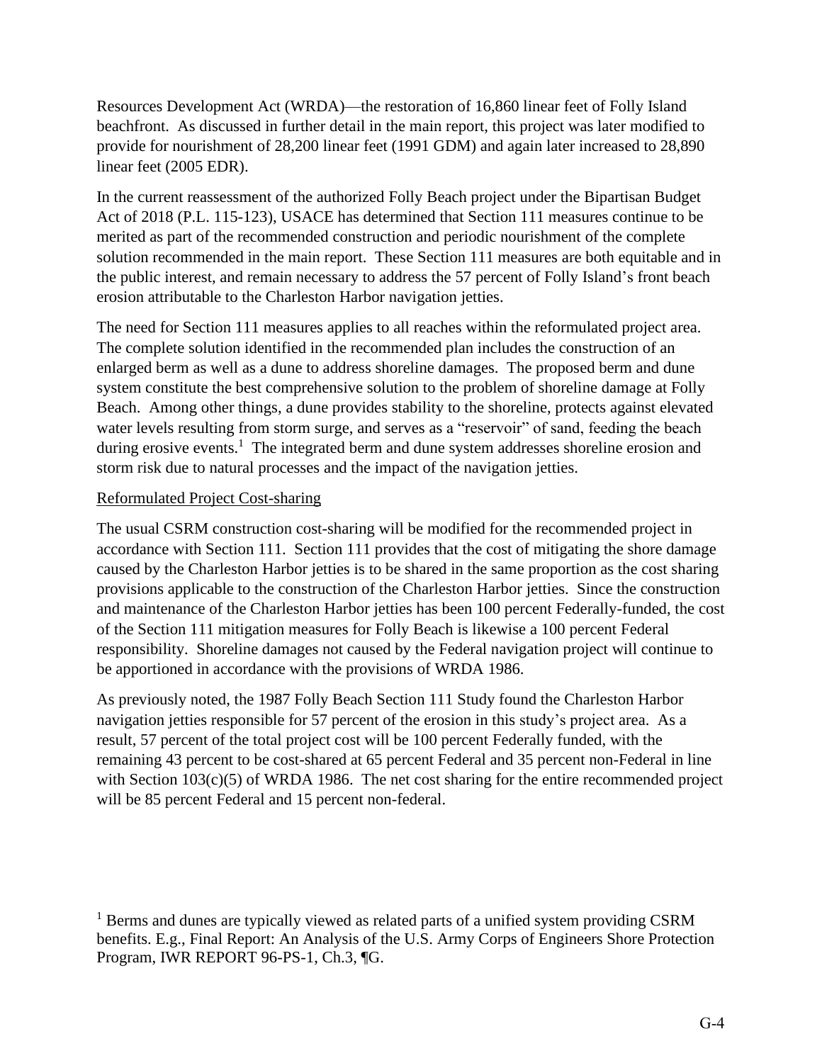Resources Development Act (WRDA)—the restoration of 16,860 linear feet of Folly Island beachfront. As discussed in further detail in the main report, this project was later modified to provide for nourishment of 28,200 linear feet (1991 GDM) and again later increased to 28,890 linear feet (2005 EDR).

In the current reassessment of the authorized Folly Beach project under the Bipartisan Budget Act of 2018 (P.L. 115-123), USACE has determined that Section 111 measures continue to be merited as part of the recommended construction and periodic nourishment of the complete solution recommended in the main report. These Section 111 measures are both equitable and in the public interest, and remain necessary to address the 57 percent of Folly Island's front beach erosion attributable to the Charleston Harbor navigation jetties.

The need for Section 111 measures applies to all reaches within the reformulated project area. The complete solution identified in the recommended plan includes the construction of an enlarged berm as well as a dune to address shoreline damages. The proposed berm and dune system constitute the best comprehensive solution to the problem of shoreline damage at Folly Beach. Among other things, a dune provides stability to the shoreline, protects against elevated water levels resulting from storm surge, and serves as a "reservoir" of sand, feeding the beach during erosive events.[1] The integrated berm and dune system addresses shoreline erosion and storm risk due to natural processes and the impact of the navigation jetties.

<u>Reformulated Project Cost-sharing</u>

The usual CSRM construction cost-sharing will be modified for the recommended project in accordance with Section 111. Section 111 provides that the cost of mitigating the shore damage caused by the Charleston Harbor jetties is to be shared in the same proportion as the cost sharing provisions applicable to the construction of the Charleston Harbor jetties. Since the construction and maintenance of the Charleston Harbor jetties has been 100 percent Federally-funded, the cost of the Section 111 mitigation measures for Folly Beach is likewise a 100 percent Federal responsibility. Shoreline damages not caused by the Federal navigation project will continue to be apportioned in accordance with the provisions of WRDA 1986.

As previously noted, the 1987 Folly Beach Section 111 Study found the Charleston Harbor navigation jetties responsible for 57 percent of the erosion in this study's project area. As a result, 57 percent of the total project cost will be 100 percent Federally funded, with the remaining 43 percent to be cost-shared at 65 percent Federal and 35 percent non-Federal in line with Section 103(c)(5) of WRDA 1986. The net cost sharing for the entire recommended project will be 85 percent Federal and 15 percent non-federal.

[1] Berms and dunes are typically viewed as related parts of a unified system providing CSRM benefits. E.g., Final Report: An Analysis of the U.S. Army Corps of Engineers Shore Protection Program, IWR REPORT 96-PS-1, Ch.3, ¶G.